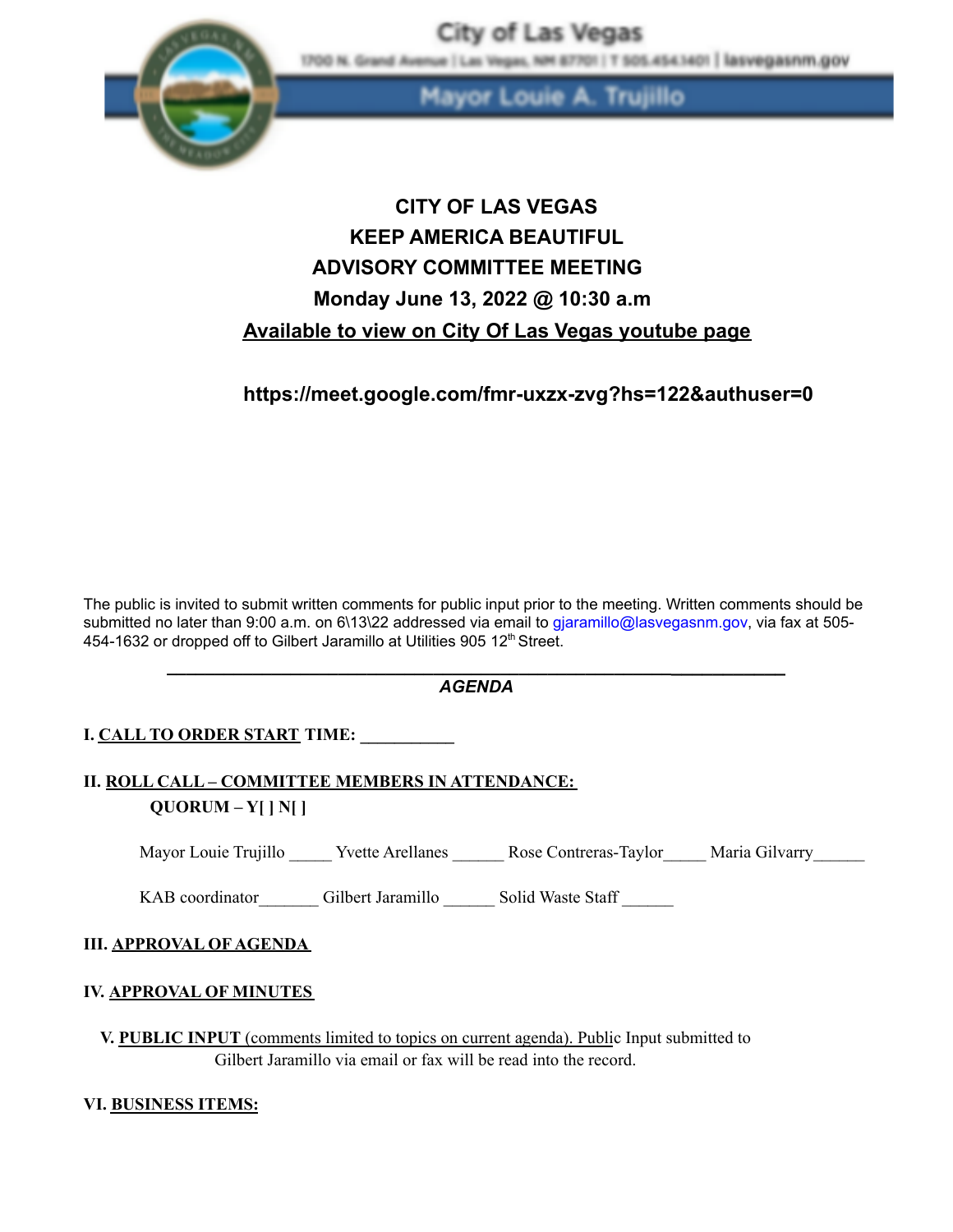City of Las Vegas

1700 N. Grand Avenue | Las Vegas, NM 87701 | T 505.454.1401 | lasvegasnm.gov

Mayor Louie A. Trujillo

# CITY OF LAS VEGAS
# KEEP AMERICA BEAUTIFUL
# ADVISORY COMMITTEE MEETING
# Monday June 13, 2022 @ 10:30 a.m

**Available to view on City Of Las Vegas youtube page**

**https://meet.google.com/fmr-uxzx-zvg?hs=122&authuser=0**

The public is invited to submit written comments for public input prior to the meeting. Written comments should be submitted no later than 9:00 a.m. on 6\13\22 addressed via email to gjaramillo@lasvegasnm.gov, via fax at 505-454-1632 or dropped off to Gilbert Jaramillo at Utilities 905 12th Street.

---

***AGENDA***

**I. CALL TO ORDER START TIME: __________**

**II. ROLL CALL – COMMITTEE MEMBERS IN ATTENDANCE:**
**QUORUM – Y[ ] N[ ]**

Mayor Louie Trujillo _____ Yvette Arellanes ______ Rose Contreras-Taylor_____ Maria Gilvarry______

KAB coordinator_______ Gilbert Jaramillo ______ Solid Waste Staff ______

**III. APPROVAL OF AGENDA**

**IV. APPROVAL OF MINUTES**

**V. PUBLIC INPUT** (comments limited to topics on current agenda). Public Input submitted to Gilbert Jaramillo via email or fax will be read into the record.

**VI. BUSINESS ITEMS:**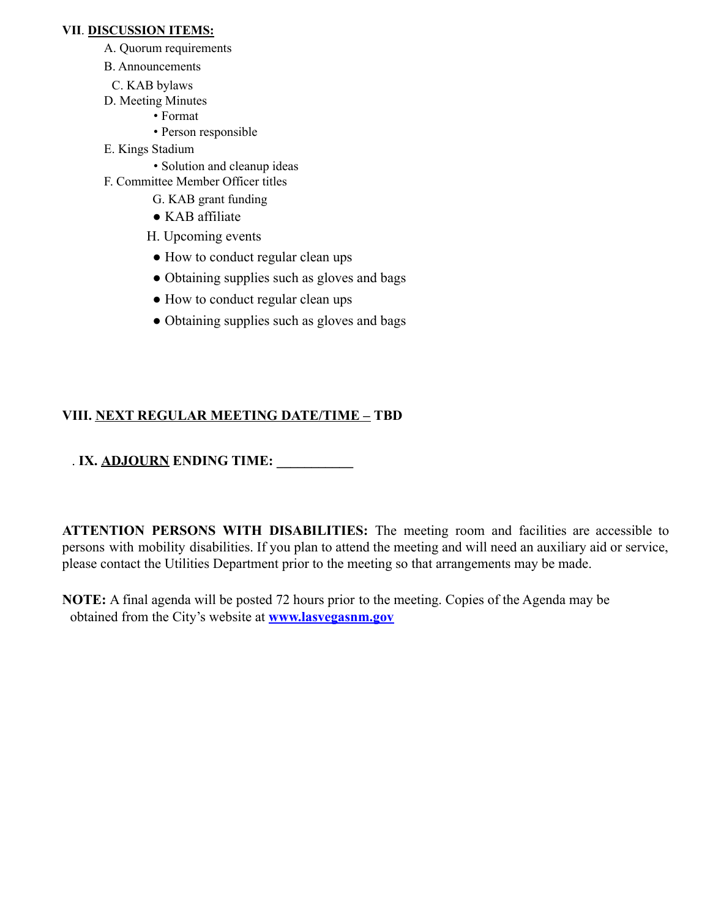**VII. DISCUSSION ITEMS:**

A. Quorum requirements

B. Announcements

C. KAB bylaws

D. Meeting Minutes
   - Format
   - Person responsible

E. Kings Stadium
   - Solution and cleanup ideas

F. Committee Member Officer titles

G. KAB grant funding
   - KAB affiliate

H. Upcoming events
   - How to conduct regular clean ups
   - Obtaining supplies such as gloves and bags
   - How to conduct regular clean ups
   - Obtaining supplies such as gloves and bags

**VIII. NEXT REGULAR MEETING DATE/TIME – TBD**

. **IX. ADJOURN ENDING TIME: ___________**

**ATTENTION PERSONS WITH DISABILITIES:** The meeting room and facilities are accessible to persons with mobility disabilities. If you plan to attend the meeting and will need an auxiliary aid or service, please contact the Utilities Department prior to the meeting so that arrangements may be made.

**NOTE:** A final agenda will be posted 72 hours prior to the meeting. Copies of the Agenda may be obtained from the City's website at **www.lasvegasnm.gov**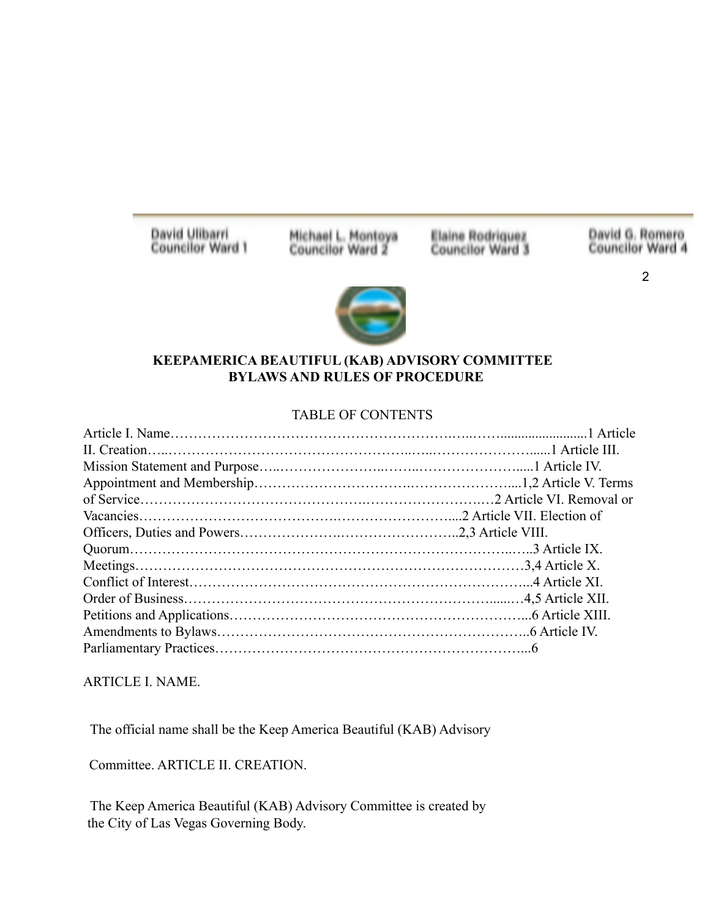David Ulibarri
Councilor Ward 1

Michael L. Montoya
Councilor Ward 2

Elaine Rodriquez
Councilor Ward 3

David G. Romero
Councilor Ward 4

**KEEPAMERICA BEAUTIFUL (KAB) ADVISORY COMMITTEE**
**BYLAWS AND RULES OF PROCEDURE**

TABLE OF CONTENTS

Article I. Name……………………………………………………….…..……........................1 Article II. Creation…..…………………………………………..…..…………………......1 Article III. Mission Statement and Purpose…..………………….…….………………….....1 Article IV. Appointment and Membership…………………………….…………………....1,2 Article V. Terms of Service……………………………………….…………………….…2 Article VI. Removal or Vacancies…………….……………….….…….…………….....2 Article VII. Election of Officers, Duties and Powers…………………..……………………..2,3 Article VIII. Quorum…………………………………………………………………..…..3 Article IX. Meetings…………………………………………………………………………3,4 Article X. Conflict of Interest……………………………………………………………...4 Article XI. Order of Business……………………………………………………......…4,5 Article XII. Petitions and Applications…………………………………………………….....6 Article XIII. Amendments to Bylaws………………………….…………………….……...6 Article IV. Parliamentary Practices……………….……………………………………….....6

ARTICLE I. NAME.

The official name shall be the Keep America Beautiful (KAB) Advisory Committee. ARTICLE II. CREATION.

The Keep America Beautiful (KAB) Advisory Committee is created by the City of Las Vegas Governing Body.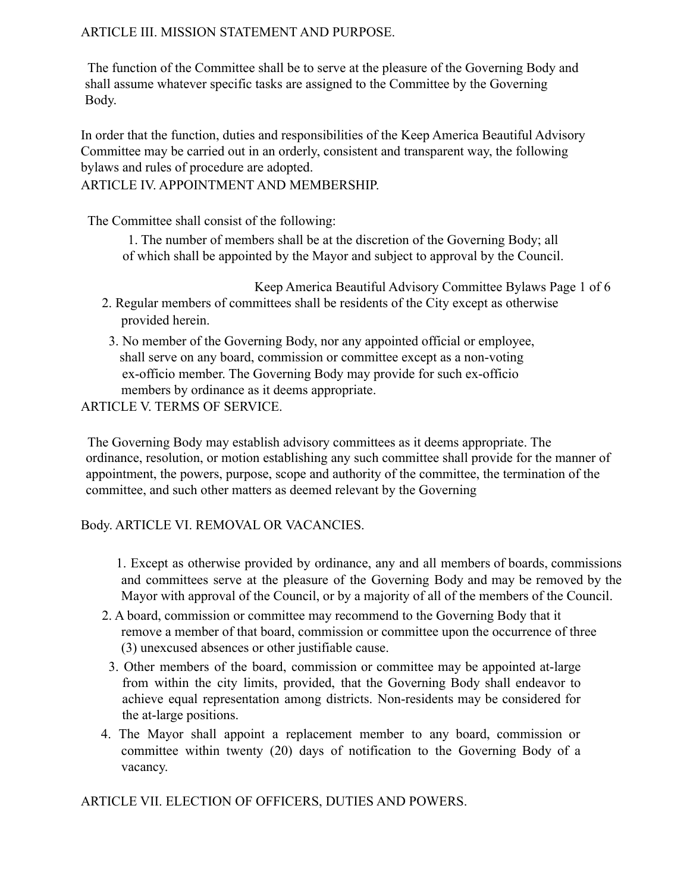## ARTICLE III. MISSION STATEMENT AND PURPOSE.

The function of the Committee shall be to serve at the pleasure of the Governing Body and shall assume whatever specific tasks are assigned to the Committee by the Governing Body.

In order that the function, duties and responsibilities of the Keep America Beautiful Advisory Committee may be carried out in an orderly, consistent and transparent way, the following bylaws and rules of procedure are adopted.

## ARTICLE IV. APPOINTMENT AND MEMBERSHIP.

The Committee shall consist of the following:

1. The number of members shall be at the discretion of the Governing Body; all of which shall be appointed by the Mayor and subject to approval by the Council.
2. Regular members of committees shall be residents of the City except as otherwise provided herein.
3. No member of the Governing Body, nor any appointed official or employee, shall serve on any board, commission or committee except as a non-voting ex-officio member. The Governing Body may provide for such ex-officio members by ordinance as it deems appropriate.

## ARTICLE V. TERMS OF SERVICE.

The Governing Body may establish advisory committees as it deems appropriate. The ordinance, resolution, or motion establishing any such committee shall provide for the manner of appointment, the powers, purpose, scope and authority of the committee, the termination of the committee, and such other matters as deemed relevant by the Governing Body.

## ARTICLE VI. REMOVAL OR VACANCIES.

1. Except as otherwise provided by ordinance, any and all members of boards, commissions and committees serve at the pleasure of the Governing Body and may be removed by the Mayor with approval of the Council, or by a majority of all of the members of the Council.
2. A board, commission or committee may recommend to the Governing Body that it remove a member of that board, commission or committee upon the occurrence of three (3) unexcused absences or other justifiable cause.
3. Other members of the board, commission or committee may be appointed at-large from within the city limits, provided, that the Governing Body shall endeavor to achieve equal representation among districts. Non-residents may be considered for the at-large positions.
4. The Mayor shall appoint a replacement member to any board, commission or committee within twenty (20) days of notification to the Governing Body of a vacancy.

## ARTICLE VII. ELECTION OF OFFICERS, DUTIES AND POWERS.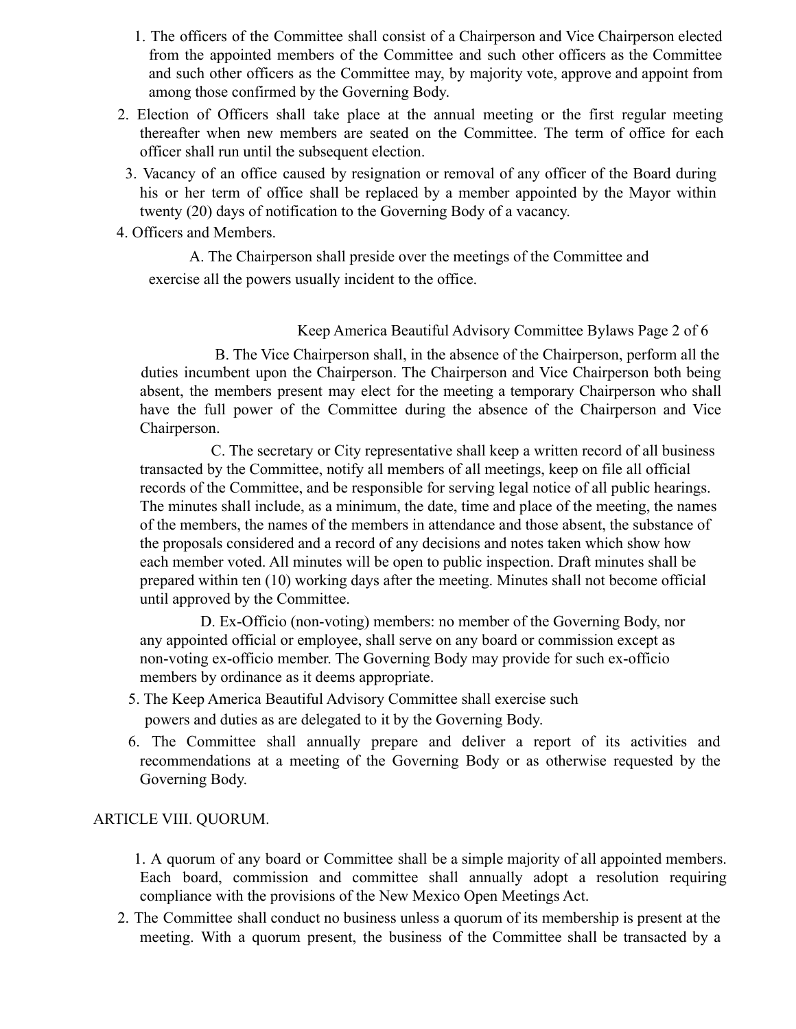1. The officers of the Committee shall consist of a Chairperson and Vice Chairperson elected from the appointed members of the Committee and such other officers as the Committee and such other officers as the Committee may, by majority vote, approve and appoint from among those confirmed by the Governing Body.
2. Election of Officers shall take place at the annual meeting or the first regular meeting thereafter when new members are seated on the Committee. The term of office for each officer shall run until the subsequent election.
3. Vacancy of an office caused by resignation or removal of any officer of the Board during his or her term of office shall be replaced by a member appointed by the Mayor within twenty (20) days of notification to the Governing Body of a vacancy.
4. Officers and Members.

   A. The Chairperson shall preside over the meetings of the Committee and exercise all the powers usually incident to the office.

   B. The Vice Chairperson shall, in the absence of the Chairperson, perform all the duties incumbent upon the Chairperson. The Chairperson and Vice Chairperson both being absent, the members present may elect for the meeting a temporary Chairperson who shall have the full power of the Committee during the absence of the Chairperson and Vice Chairperson.

   C. The secretary or City representative shall keep a written record of all business transacted by the Committee, notify all members of all meetings, keep on file all official records of the Committee, and be responsible for serving legal notice of all public hearings. The minutes shall include, as a minimum, the date, time and place of the meeting, the names of the members, the names of the members in attendance and those absent, the substance of the proposals considered and a record of any decisions and notes taken which show how each member voted. All minutes will be open to public inspection. Draft minutes shall be prepared within ten (10) working days after the meeting. Minutes shall not become official until approved by the Committee.

   D. Ex-Officio (non-voting) members: no member of the Governing Body, nor any appointed official or employee, shall serve on any board or commission except as non-voting ex-officio member. The Governing Body may provide for such ex-officio members by ordinance as it deems appropriate.
5. The Keep America Beautiful Advisory Committee shall exercise such powers and duties as are delegated to it by the Governing Body.
6. The Committee shall annually prepare and deliver a report of its activities and recommendations at a meeting of the Governing Body or as otherwise requested by the Governing Body.

## ARTICLE VIII. QUORUM.

1. A quorum of any board or Committee shall be a simple majority of all appointed members. Each board, commission and committee shall annually adopt a resolution requiring compliance with the provisions of the New Mexico Open Meetings Act.
2. The Committee shall conduct no business unless a quorum of its membership is present at the meeting. With a quorum present, the business of the Committee shall be transacted by a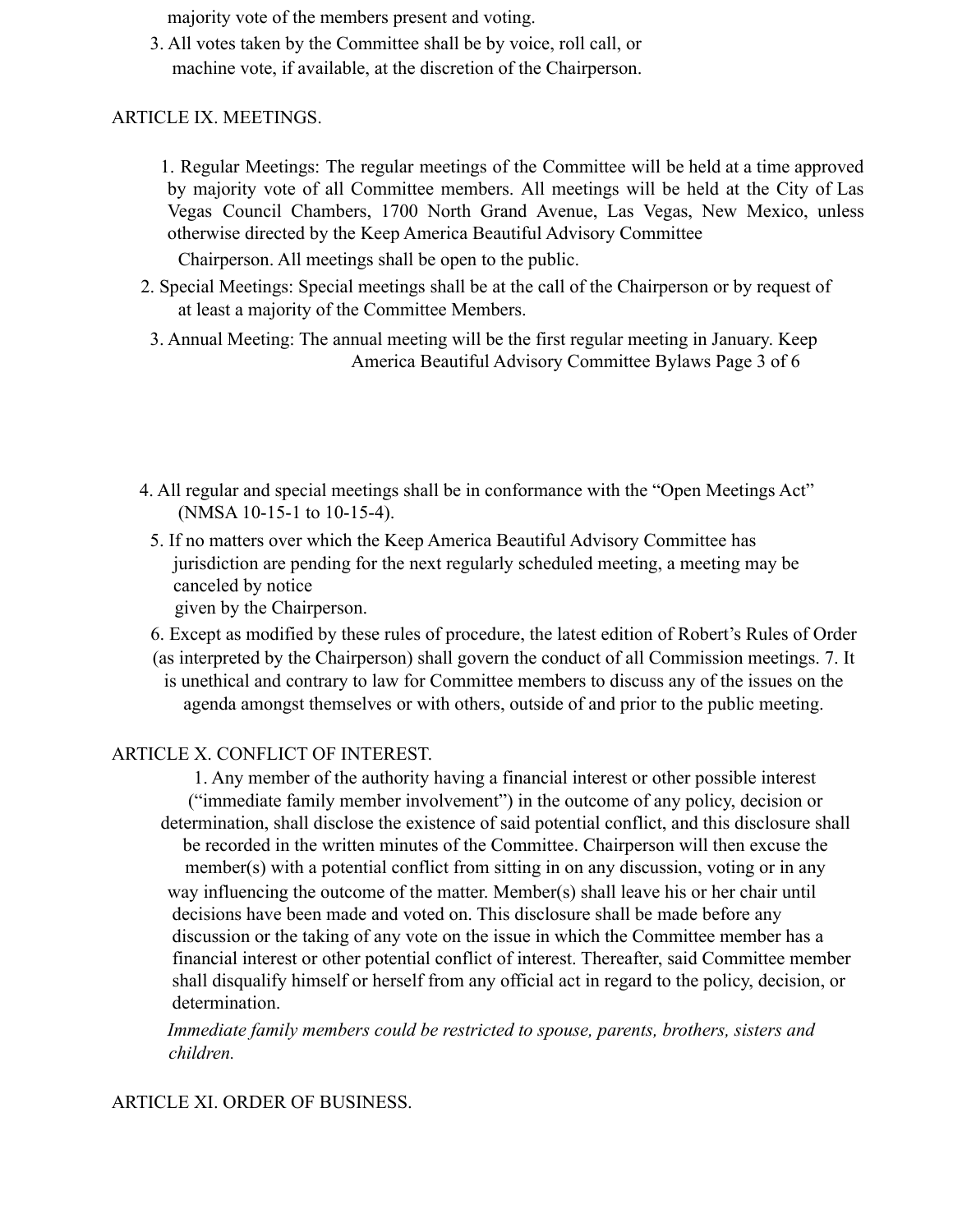majority vote of the members present and voting.

3. All votes taken by the Committee shall be by voice, roll call, or machine vote, if available, at the discretion of the Chairperson.

ARTICLE IX. MEETINGS.

1. Regular Meetings: The regular meetings of the Committee will be held at a time approved by majority vote of all Committee members. All meetings will be held at the City of Las Vegas Council Chambers, 1700 North Grand Avenue, Las Vegas, New Mexico, unless otherwise directed by the Keep America Beautiful Advisory Committee Chairperson. All meetings shall be open to the public.
2. Special Meetings: Special meetings shall be at the call of the Chairperson or by request of at least a majority of the Committee Members.
3. Annual Meeting: The annual meeting will be the first regular meeting in January.
4. All regular and special meetings shall be in conformance with the "Open Meetings Act" (NMSA 10-15-1 to 10-15-4).
5. If no matters over which the Keep America Beautiful Advisory Committee has jurisdiction are pending for the next regularly scheduled meeting, a meeting may be canceled by notice given by the Chairperson.
6. Except as modified by these rules of procedure, the latest edition of Robert's Rules of Order (as interpreted by the Chairperson) shall govern the conduct of all Commission meetings.
7. It is unethical and contrary to law for Committee members to discuss any of the issues on the agenda amongst themselves or with others, outside of and prior to the public meeting.

ARTICLE X. CONFLICT OF INTEREST.

1. Any member of the authority having a financial interest or other possible interest ("immediate family member involvement") in the outcome of any policy, decision or determination, shall disclose the existence of said potential conflict, and this disclosure shall be recorded in the written minutes of the Committee. Chairperson will then excuse the member(s) with a potential conflict from sitting in on any discussion, voting or in any way influencing the outcome of the matter. Member(s) shall leave his or her chair until decisions have been made and voted on. This disclosure shall be made before any discussion or the taking of any vote on the issue in which the Committee member has a financial interest or other potential conflict of interest. Thereafter, said Committee member shall disqualify himself or herself from any official act in regard to the policy, decision, or determination.

*Immediate family members could be restricted to spouse, parents, brothers, sisters and children.*

ARTICLE XI. ORDER OF BUSINESS.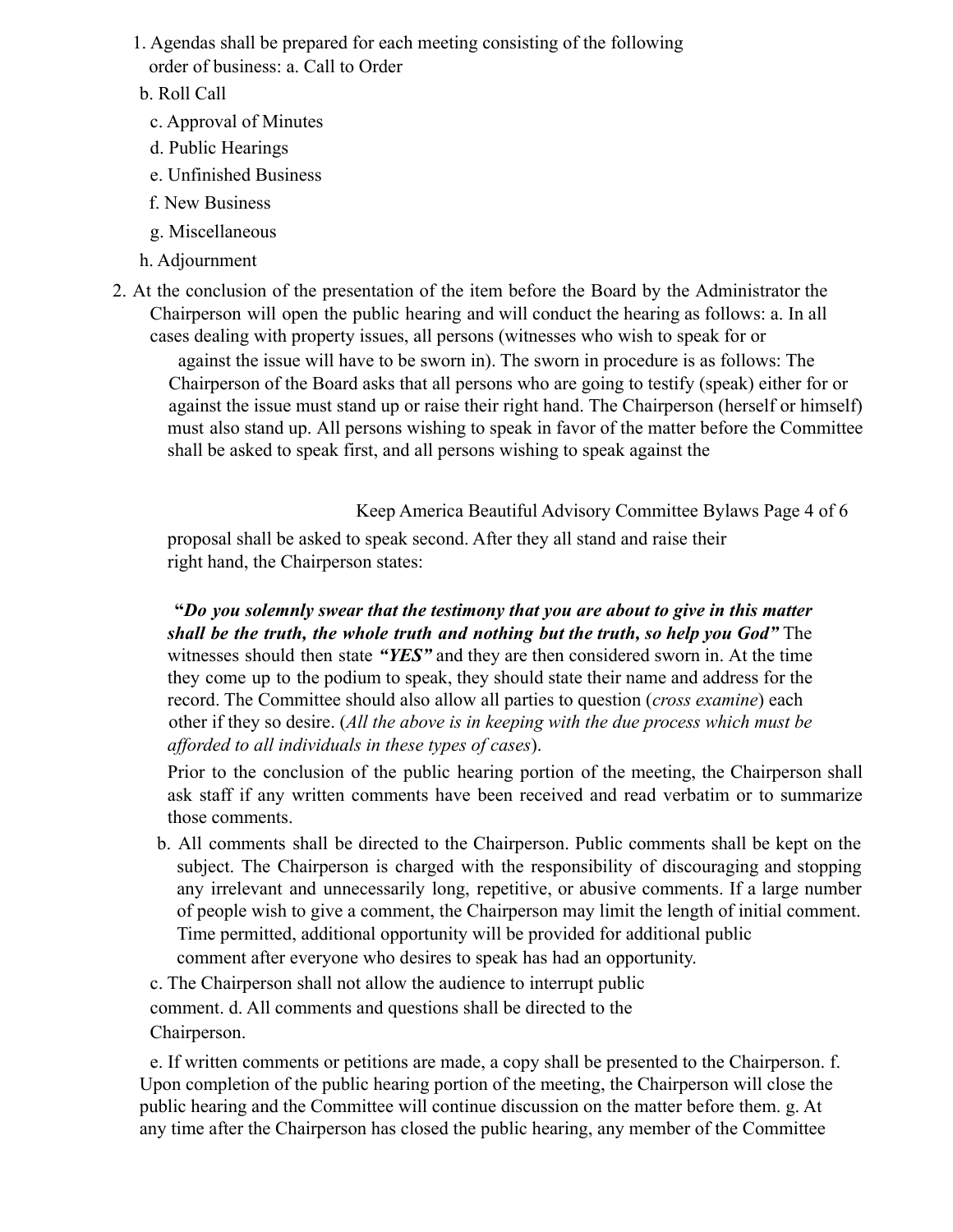1. Agendas shall be prepared for each meeting consisting of the following order of business:
   a. Call to Order
   b. Roll Call
   c. Approval of Minutes
   d. Public Hearings
   e. Unfinished Business
   f. New Business
   g. Miscellaneous
   h. Adjournment

2. At the conclusion of the presentation of the item before the Board by the Administrator the Chairperson will open the public hearing and will conduct the hearing as follows:
   a. In all cases dealing with property issues, all persons (witnesses who wish to speak for or against the issue will have to be sworn in). The sworn in procedure is as follows: The Chairperson of the Board asks that all persons who are going to testify (speak) either for or against the issue must stand up or raise their right hand. The Chairperson (herself or himself) must also stand up. All persons wishing to speak in favor of the matter before the Committee shall be asked to speak first, and all persons wishing to speak against the proposal shall be asked to speak second. After they all stand and raise their right hand, the Chairperson states:

      "***Do you solemnly swear that the testimony that you are about to give in this matter shall be the truth, the whole truth and nothing but the truth, so help you God"*** The witnesses should then state ***"YES"*** and they are then considered sworn in. At the time they come up to the podium to speak, they should state their name and address for the record. The Committee should also allow all parties to question (*cross examine*) each other if they so desire. (*All the above is in keeping with the due process which must be afforded to all individuals in these types of cases*).

      Prior to the conclusion of the public hearing portion of the meeting, the Chairperson shall ask staff if any written comments have been received and read verbatim or to summarize those comments.

   b. All comments shall be directed to the Chairperson. Public comments shall be kept on the subject. The Chairperson is charged with the responsibility of discouraging and stopping any irrelevant and unnecessarily long, repetitive, or abusive comments. If a large number of people wish to give a comment, the Chairperson may limit the length of initial comment. Time permitted, additional opportunity will be provided for additional public comment after everyone who desires to speak has had an opportunity.
   c. The Chairperson shall not allow the audience to interrupt public comment.
   d. All comments and questions shall be directed to the Chairperson.
   e. If written comments or petitions are made, a copy shall be presented to the Chairperson.
   f. Upon completion of the public hearing portion of the meeting, the Chairperson will close the public hearing and the Committee will continue discussion on the matter before them.
   g. At any time after the Chairperson has closed the public hearing, any member of the Committee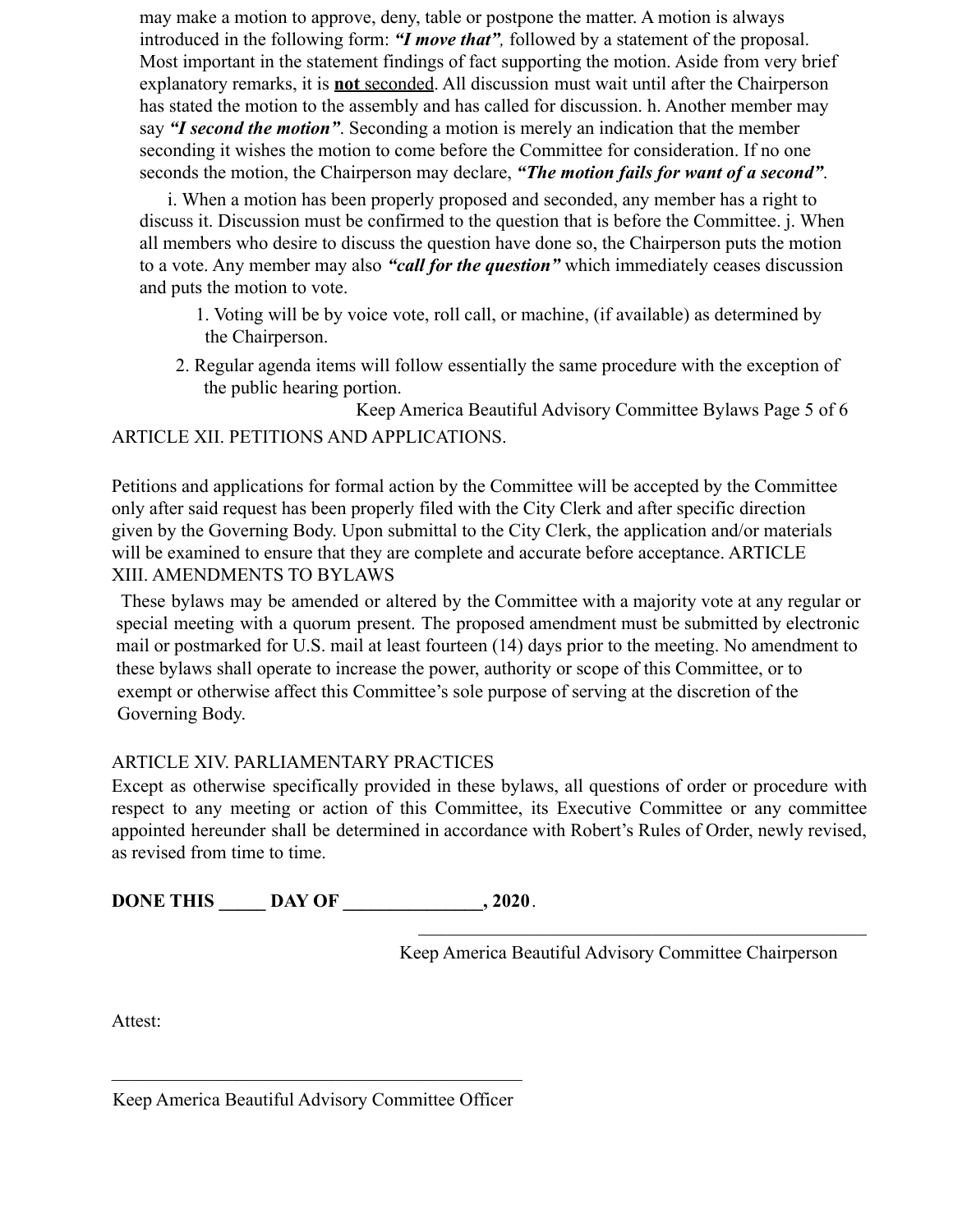may make a motion to approve, deny, table or postpone the matter. A motion is always introduced in the following form: ***"I move that",*** followed by a statement of the proposal. Most important in the statement findings of fact supporting the motion. Aside from very brief explanatory remarks, it is **not** seconded. All discussion must wait until after the Chairperson has stated the motion to the assembly and has called for discussion. h. Another member may say ***"I second the motion"***. Seconding a motion is merely an indication that the member seconding it wishes the motion to come before the Committee for consideration. If no one seconds the motion, the Chairperson may declare, ***"The motion fails for want of a second"***.

i. When a motion has been properly proposed and seconded, any member has a right to discuss it. Discussion must be confirmed to the question that is before the Committee. j. When all members who desire to discuss the question have done so, the Chairperson puts the motion to a vote. Any member may also ***"call for the question"*** which immediately ceases discussion and puts the motion to vote.

1. Voting will be by voice vote, roll call, or machine, (if available) as determined by the Chairperson.
2. Regular agenda items will follow essentially the same procedure with the exception of the public hearing portion.

## ARTICLE XII. PETITIONS AND APPLICATIONS.

Petitions and applications for formal action by the Committee will be accepted by the Committee only after said request has been properly filed with the City Clerk and after specific direction given by the Governing Body. Upon submittal to the City Clerk, the application and/or materials will be examined to ensure that they are complete and accurate before acceptance.

## ARTICLE XIII. AMENDMENTS TO BYLAWS

These bylaws may be amended or altered by the Committee with a majority vote at any regular or special meeting with a quorum present. The proposed amendment must be submitted by electronic mail or postmarked for U.S. mail at least fourteen (14) days prior to the meeting. No amendment to these bylaws shall operate to increase the power, authority or scope of this Committee, or to exempt or otherwise affect this Committee's sole purpose of serving at the discretion of the Governing Body.

## ARTICLE XIV. PARLIAMENTARY PRACTICES

Except as otherwise specifically provided in these bylaws, all questions of order or procedure with respect to any meeting or action of this Committee, its Executive Committee or any committee appointed hereunder shall be determined in accordance with Robert's Rules of Order, newly revised, as revised from time to time.

**DONE THIS _____ DAY OF _______________, 2020**.

_______________________________________________

Keep America Beautiful Advisory Committee Chairperson

Attest:

_______________________________________________

Keep America Beautiful Advisory Committee Officer